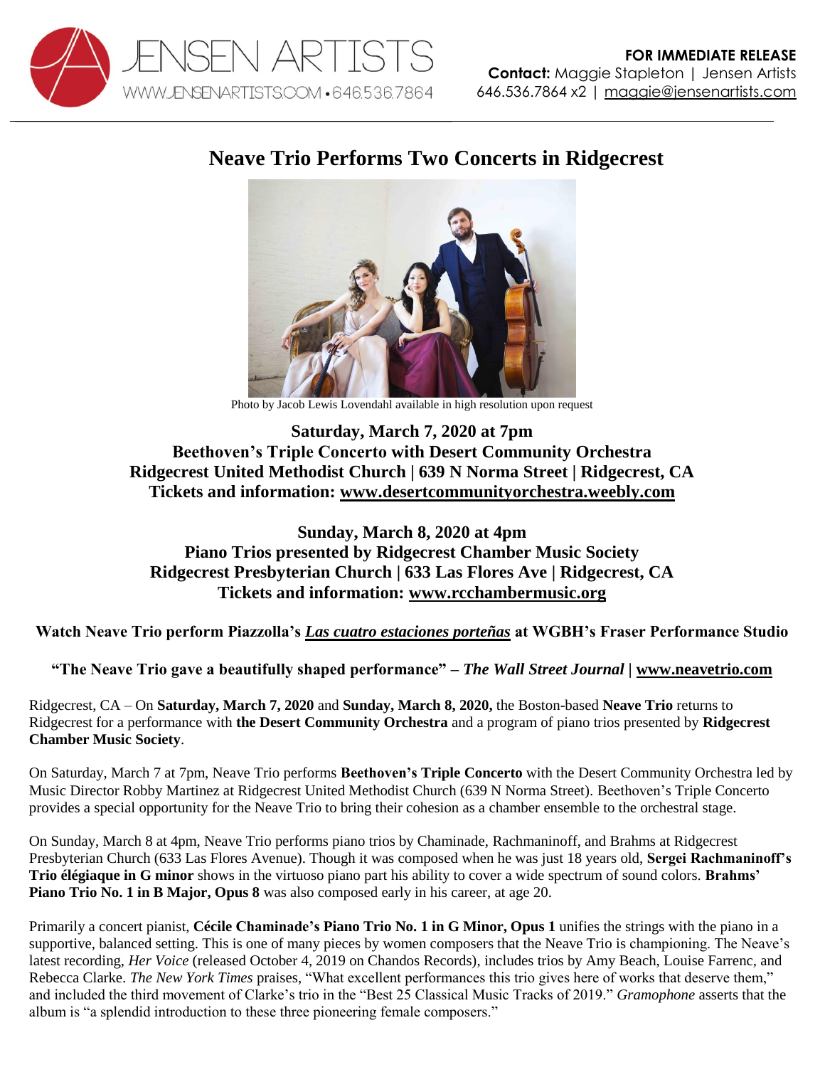JENSEN ARTISTS
WWW.JENSENARTISTS.COM • 646.536.7864

**FOR IMMEDIATE RELEASE**
**Contact:** Maggie Stapleton | Jensen Artists
646.536.7864 x2 | maggie@jensenartists.com

# Neave Trio Performs Two Concerts in Ridgecrest

Photo by Jacob Lewis Lovendahl available in high resolution upon request

**Saturday, March 7, 2020 at 7pm**
**Beethoven's Triple Concerto with Desert Community Orchestra**
**Ridgecrest United Methodist Church | 639 N Norma Street | Ridgecrest, CA**
**Tickets and information: www.desertcommunityorchestra.weebly.com**

**Sunday, March 8, 2020 at 4pm**
**Piano Trios presented by Ridgecrest Chamber Music Society**
**Ridgecrest Presbyterian Church | 633 Las Flores Ave | Ridgecrest, CA**
**Tickets and information: www.rcchambermusic.org**

**Watch Neave Trio perform Piazzolla's *Las cuatro estaciones porteñas* at WGBH's Fraser Performance Studio**

**"The Neave Trio gave a beautifully shaped performance" – *The Wall Street Journal* | www.neavetrio.com**

Ridgecrest, CA – On **Saturday, March 7, 2020** and **Sunday, March 8, 2020,** the Boston-based **Neave Trio** returns to Ridgecrest for a performance with **the Desert Community Orchestra** and a program of piano trios presented by **Ridgecrest Chamber Music Society**.

On Saturday, March 7 at 7pm, Neave Trio performs **Beethoven's Triple Concerto** with the Desert Community Orchestra led by Music Director Robby Martinez at Ridgecrest United Methodist Church (639 N Norma Street). Beethoven's Triple Concerto provides a special opportunity for the Neave Trio to bring their cohesion as a chamber ensemble to the orchestral stage.

On Sunday, March 8 at 4pm, Neave Trio performs piano trios by Chaminade, Rachmaninoff, and Brahms at Ridgecrest Presbyterian Church (633 Las Flores Avenue). Though it was composed when he was just 18 years old, **Sergei Rachmaninoff's Trio élégiaque in G minor** shows in the virtuoso piano part his ability to cover a wide spectrum of sound colors. **Brahms' Piano Trio No. 1 in B Major, Opus 8** was also composed early in his career, at age 20.

Primarily a concert pianist, **Cécile Chaminade's Piano Trio No. 1 in G Minor, Opus 1** unifies the strings with the piano in a supportive, balanced setting. This is one of many pieces by women composers that the Neave Trio is championing. The Neave's latest recording, *Her Voice* (released October 4, 2019 on Chandos Records), includes trios by Amy Beach, Louise Farrenc, and Rebecca Clarke. *The New York Times* praises, "What excellent performances this trio gives here of works that deserve them," and included the third movement of Clarke's trio in the "Best 25 Classical Music Tracks of 2019." *Gramophone* asserts that the album is "a splendid introduction to these three pioneering female composers."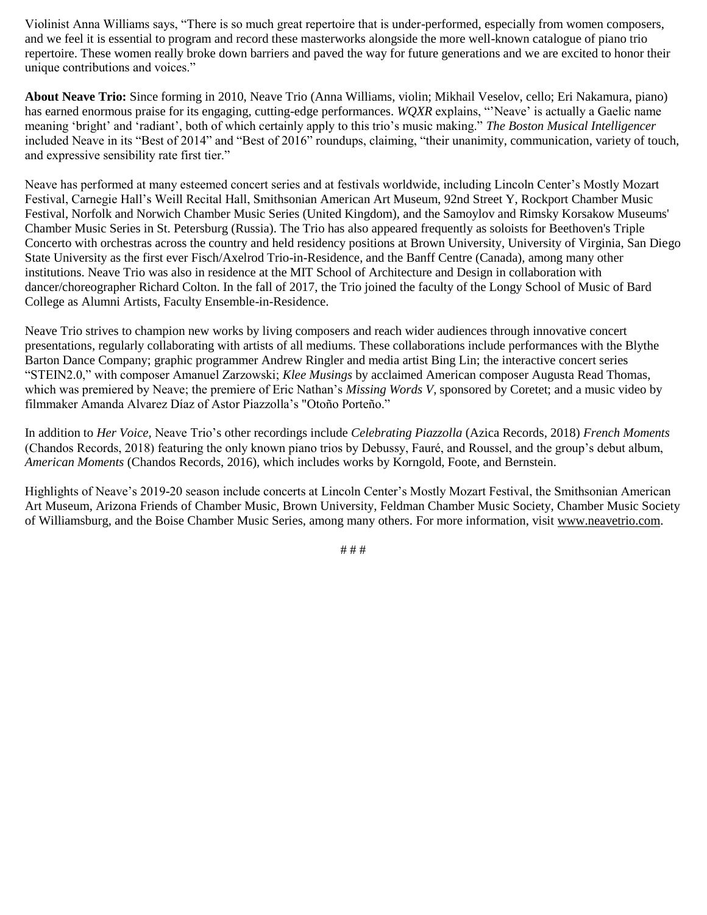Violinist Anna Williams says, "There is so much great repertoire that is under-performed, especially from women composers, and we feel it is essential to program and record these masterworks alongside the more well-known catalogue of piano trio repertoire. These women really broke down barriers and paved the way for future generations and we are excited to honor their unique contributions and voices."

**About Neave Trio:** Since forming in 2010, Neave Trio (Anna Williams, violin; Mikhail Veselov, cello; Eri Nakamura, piano) has earned enormous praise for its engaging, cutting-edge performances. *WQXR* explains, "'Neave' is actually a Gaelic name meaning 'bright' and 'radiant', both of which certainly apply to this trio's music making." *The Boston Musical Intelligencer* included Neave in its "Best of 2014" and "Best of 2016" roundups, claiming, "their unanimity, communication, variety of touch, and expressive sensibility rate first tier."

Neave has performed at many esteemed concert series and at festivals worldwide, including Lincoln Center's Mostly Mozart Festival, Carnegie Hall's Weill Recital Hall, Smithsonian American Art Museum, 92nd Street Y, Rockport Chamber Music Festival, Norfolk and Norwich Chamber Music Series (United Kingdom), and the Samoylov and Rimsky Korsakow Museums' Chamber Music Series in St. Petersburg (Russia). The Trio has also appeared frequently as soloists for Beethoven's Triple Concerto with orchestras across the country and held residency positions at Brown University, University of Virginia, San Diego State University as the first ever Fisch/Axelrod Trio-in-Residence, and the Banff Centre (Canada), among many other institutions. Neave Trio was also in residence at the MIT School of Architecture and Design in collaboration with dancer/choreographer Richard Colton. In the fall of 2017, the Trio joined the faculty of the Longy School of Music of Bard College as Alumni Artists, Faculty Ensemble-in-Residence.

Neave Trio strives to champion new works by living composers and reach wider audiences through innovative concert presentations, regularly collaborating with artists of all mediums. These collaborations include performances with the Blythe Barton Dance Company; graphic programmer Andrew Ringler and media artist Bing Lin; the interactive concert series "STEIN2.0," with composer Amanuel Zarzowski; *Klee Musings* by acclaimed American composer Augusta Read Thomas, which was premiered by Neave; the premiere of Eric Nathan's *Missing Words V*, sponsored by Coretet; and a music video by filmmaker Amanda Alvarez Díaz of Astor Piazzolla's "Otoño Porteño."

In addition to *Her Voice,* Neave Trio's other recordings include *Celebrating Piazzolla* (Azica Records, 2018) *French Moments* (Chandos Records, 2018) featuring the only known piano trios by Debussy, Fauré, and Roussel, and the group's debut album, *American Moments* (Chandos Records, 2016), which includes works by Korngold, Foote, and Bernstein.

Highlights of Neave's 2019-20 season include concerts at Lincoln Center's Mostly Mozart Festival, the Smithsonian American Art Museum, Arizona Friends of Chamber Music, Brown University, Feldman Chamber Music Society, Chamber Music Society of Williamsburg, and the Boise Chamber Music Series, among many others. For more information, visit www.neavetrio.com.

# # #